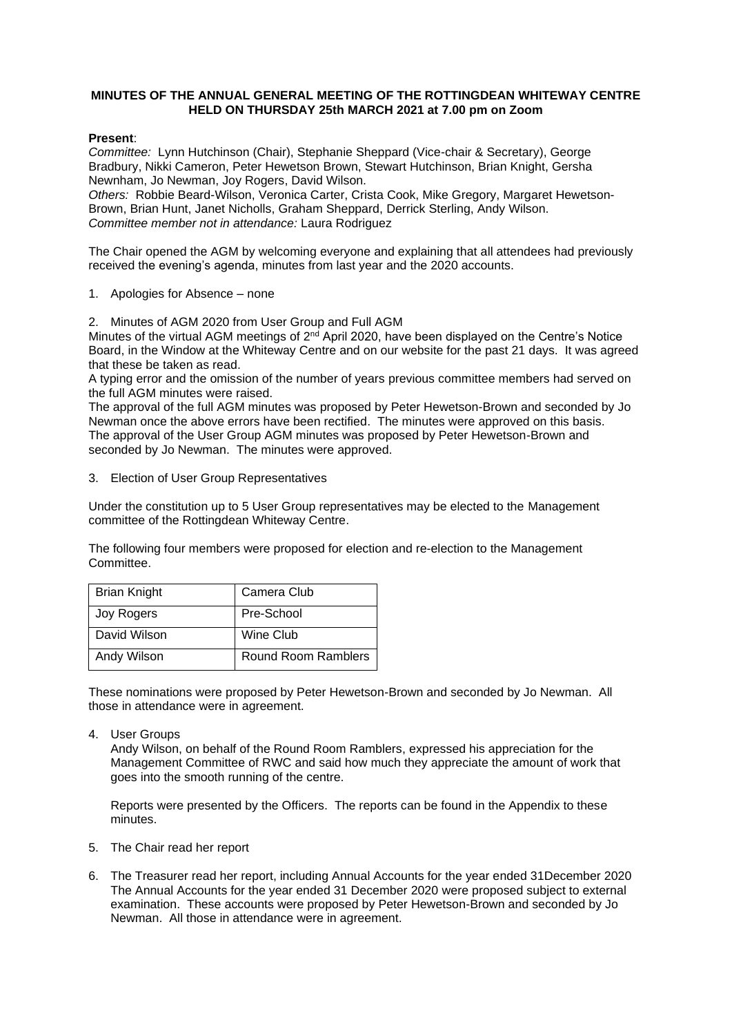**MINUTES OF THE ANNUAL GENERAL MEETING OF THE ROTTINGDEAN WHITEWAY CENTRE HELD ON THURSDAY 25th MARCH 2021 at 7.00 pm on Zoom**

**Present**:
*Committee:* Lynn Hutchinson (Chair), Stephanie Sheppard (Vice-chair & Secretary), George Bradbury, Nikki Cameron, Peter Hewetson Brown, Stewart Hutchinson, Brian Knight, Gersha Newnham, Jo Newman, Joy Rogers, David Wilson.
*Others:* Robbie Beard-Wilson, Veronica Carter, Crista Cook, Mike Gregory, Margaret Hewetson-Brown, Brian Hunt, Janet Nicholls, Graham Sheppard, Derrick Sterling, Andy Wilson.
*Committee member not in attendance:* Laura Rodriguez

The Chair opened the AGM by welcoming everyone and explaining that all attendees had previously received the evening's agenda, minutes from last year and the 2020 accounts.

1. Apologies for Absence – none

2. Minutes of AGM 2020 from User Group and Full AGM

Minutes of the virtual AGM meetings of 2nd April 2020, have been displayed on the Centre's Notice Board, in the Window at the Whiteway Centre and on our website for the past 21 days. It was agreed that these be taken as read.
A typing error and the omission of the number of years previous committee members had served on the full AGM minutes were raised.
The approval of the full AGM minutes was proposed by Peter Hewetson-Brown and seconded by Jo Newman once the above errors have been rectified. The minutes were approved on this basis.
The approval of the User Group AGM minutes was proposed by Peter Hewetson-Brown and seconded by Jo Newman. The minutes were approved.

3. Election of User Group Representatives

Under the constitution up to 5 User Group representatives may be elected to the Management committee of the Rottingdean Whiteway Centre.

The following four members were proposed for election and re-election to the Management Committee.

| Brian Knight | Camera Club |
|---|---|
| Joy Rogers | Pre-School |
| David Wilson | Wine Club |
| Andy Wilson | Round Room Ramblers |

These nominations were proposed by Peter Hewetson-Brown and seconded by Jo Newman. All those in attendance were in agreement.

4. User Groups

   Andy Wilson, on behalf of the Round Room Ramblers, expressed his appreciation for the Management Committee of RWC and said how much they appreciate the amount of work that goes into the smooth running of the centre.

   Reports were presented by the Officers. The reports can be found in the Appendix to these minutes.

5. The Chair read her report

6. The Treasurer read her report, including Annual Accounts for the year ended 31December 2020
   The Annual Accounts for the year ended 31 December 2020 were proposed subject to external examination. These accounts were proposed by Peter Hewetson-Brown and seconded by Jo Newman. All those in attendance were in agreement.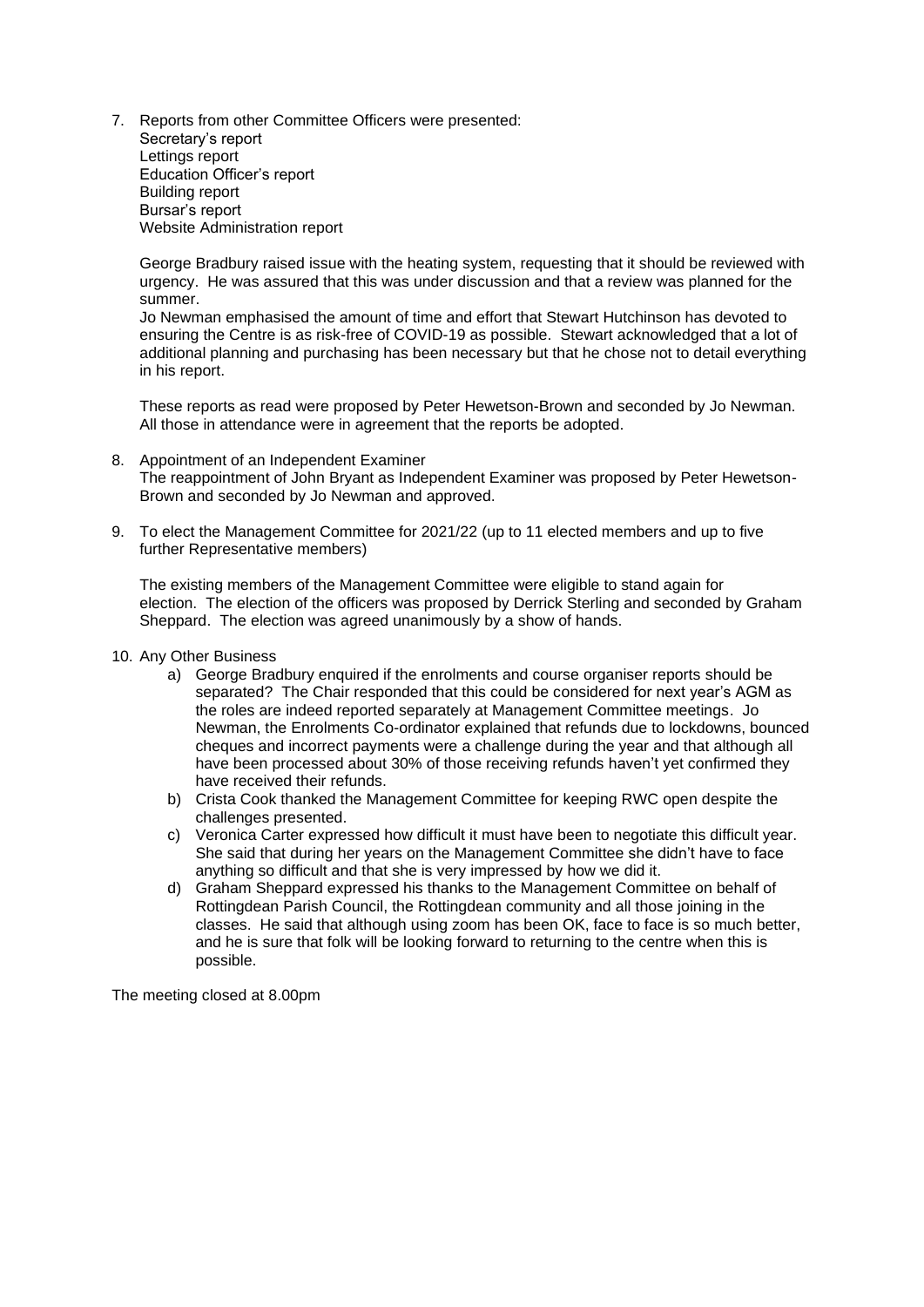7. Reports from other Committee Officers were presented:
   Secretary's report
   Lettings report
   Education Officer's report
   Building report
   Bursar's report
   Website Administration report

   George Bradbury raised issue with the heating system, requesting that it should be reviewed with urgency. He was assured that this was under discussion and that a review was planned for the summer.
   Jo Newman emphasised the amount of time and effort that Stewart Hutchinson has devoted to ensuring the Centre is as risk-free of COVID-19 as possible. Stewart acknowledged that a lot of additional planning and purchasing has been necessary but that he chose not to detail everything in his report.

   These reports as read were proposed by Peter Hewetson-Brown and seconded by Jo Newman. All those in attendance were in agreement that the reports be adopted.

8. Appointment of an Independent Examiner
   The reappointment of John Bryant as Independent Examiner was proposed by Peter Hewetson-Brown and seconded by Jo Newman and approved.

9. To elect the Management Committee for 2021/22 (up to 11 elected members and up to five further Representative members)

   The existing members of the Management Committee were eligible to stand again for election. The election of the officers was proposed by Derrick Sterling and seconded by Graham Sheppard. The election was agreed unanimously by a show of hands.

10. Any Other Business
    a) George Bradbury enquired if the enrolments and course organiser reports should be separated? The Chair responded that this could be considered for next year's AGM as the roles are indeed reported separately at Management Committee meetings. Jo Newman, the Enrolments Co-ordinator explained that refunds due to lockdowns, bounced cheques and incorrect payments were a challenge during the year and that although all have been processed about 30% of those receiving refunds haven't yet confirmed they have received their refunds.
    b) Crista Cook thanked the Management Committee for keeping RWC open despite the challenges presented.
    c) Veronica Carter expressed how difficult it must have been to negotiate this difficult year. She said that during her years on the Management Committee she didn't have to face anything so difficult and that she is very impressed by how we did it.
    d) Graham Sheppard expressed his thanks to the Management Committee on behalf of Rottingdean Parish Council, the Rottingdean community and all those joining in the classes. He said that although using zoom has been OK, face to face is so much better, and he is sure that folk will be looking forward to returning to the centre when this is possible.

The meeting closed at 8.00pm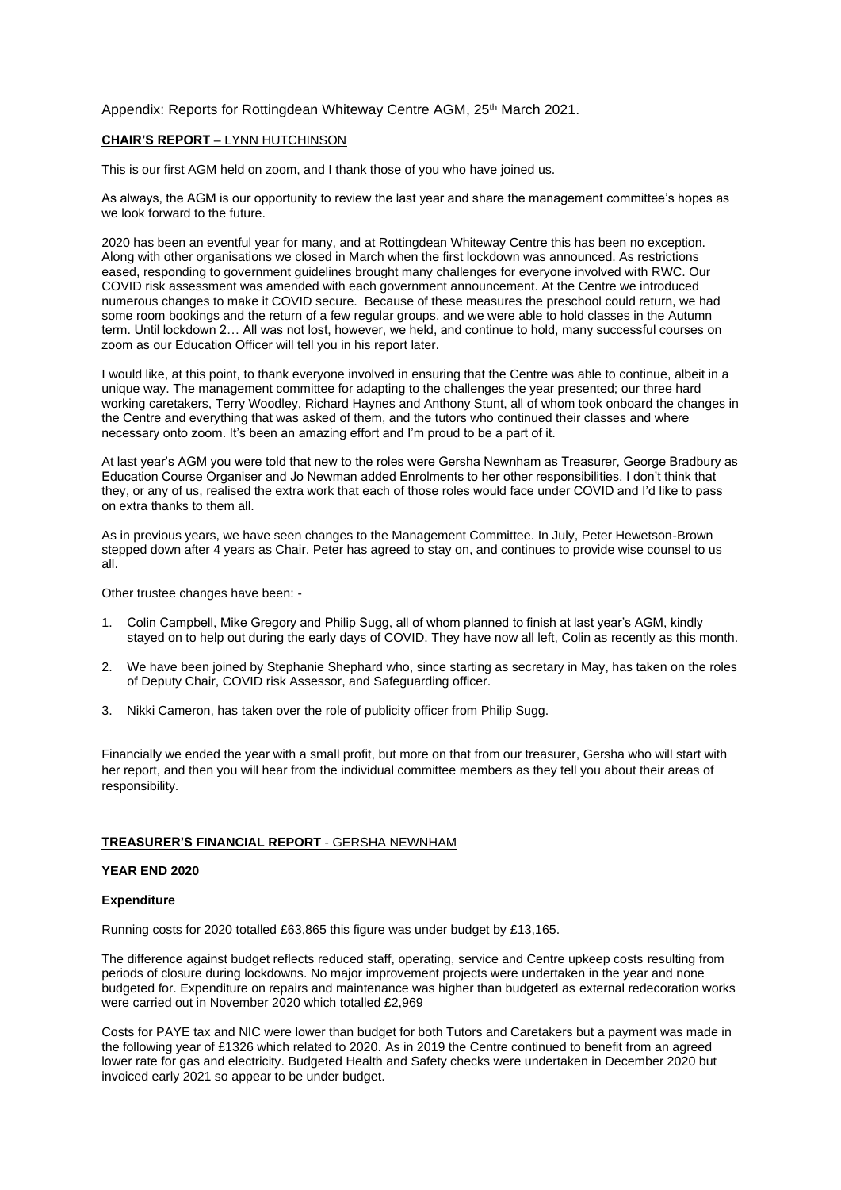Appendix: Reports for Rottingdean Whiteway Centre AGM, 25th March 2021.

**CHAIR'S REPORT** – LYNN HUTCHINSON

This is our first AGM held on zoom, and I thank those of you who have joined us.

As always, the AGM is our opportunity to review the last year and share the management committee's hopes as we look forward to the future.

2020 has been an eventful year for many, and at Rottingdean Whiteway Centre this has been no exception. Along with other organisations we closed in March when the first lockdown was announced. As restrictions eased, responding to government guidelines brought many challenges for everyone involved with RWC. Our COVID risk assessment was amended with each government announcement. At the Centre we introduced numerous changes to make it COVID secure. Because of these measures the preschool could return, we had some room bookings and the return of a few regular groups, and we were able to hold classes in the Autumn term. Until lockdown 2… All was not lost, however, we held, and continue to hold, many successful courses on zoom as our Education Officer will tell you in his report later.

I would like, at this point, to thank everyone involved in ensuring that the Centre was able to continue, albeit in a unique way. The management committee for adapting to the challenges the year presented; our three hard working caretakers, Terry Woodley, Richard Haynes and Anthony Stunt, all of whom took onboard the changes in the Centre and everything that was asked of them, and the tutors who continued their classes and where necessary onto zoom. It's been an amazing effort and I'm proud to be a part of it.

At last year's AGM you were told that new to the roles were Gersha Newnham as Treasurer, George Bradbury as Education Course Organiser and Jo Newman added Enrolments to her other responsibilities. I don't think that they, or any of us, realised the extra work that each of those roles would face under COVID and I'd like to pass on extra thanks to them all.

As in previous years, we have seen changes to the Management Committee. In July, Peter Hewetson-Brown stepped down after 4 years as Chair. Peter has agreed to stay on, and continues to provide wise counsel to us all.

Other trustee changes have been: -

1. Colin Campbell, Mike Gregory and Philip Sugg, all of whom planned to finish at last year's AGM, kindly stayed on to help out during the early days of COVID. They have now all left, Colin as recently as this month.
2. We have been joined by Stephanie Shephard who, since starting as secretary in May, has taken on the roles of Deputy Chair, COVID risk Assessor, and Safeguarding officer.
3. Nikki Cameron, has taken over the role of publicity officer from Philip Sugg.

Financially we ended the year with a small profit, but more on that from our treasurer, Gersha who will start with her report, and then you will hear from the individual committee members as they tell you about their areas of responsibility.

**TREASURER'S FINANCIAL REPORT** - GERSHA NEWNHAM

**YEAR END 2020**

**Expenditure**

Running costs for 2020 totalled £63,865 this figure was under budget by £13,165.

The difference against budget reflects reduced staff, operating, service and Centre upkeep costs resulting from periods of closure during lockdowns. No major improvement projects were undertaken in the year and none budgeted for. Expenditure on repairs and maintenance was higher than budgeted as external redecoration works were carried out in November 2020 which totalled £2,969

Costs for PAYE tax and NIC were lower than budget for both Tutors and Caretakers but a payment was made in the following year of £1326 which related to 2020. As in 2019 the Centre continued to benefit from an agreed lower rate for gas and electricity. Budgeted Health and Safety checks were undertaken in December 2020 but invoiced early 2021 so appear to be under budget.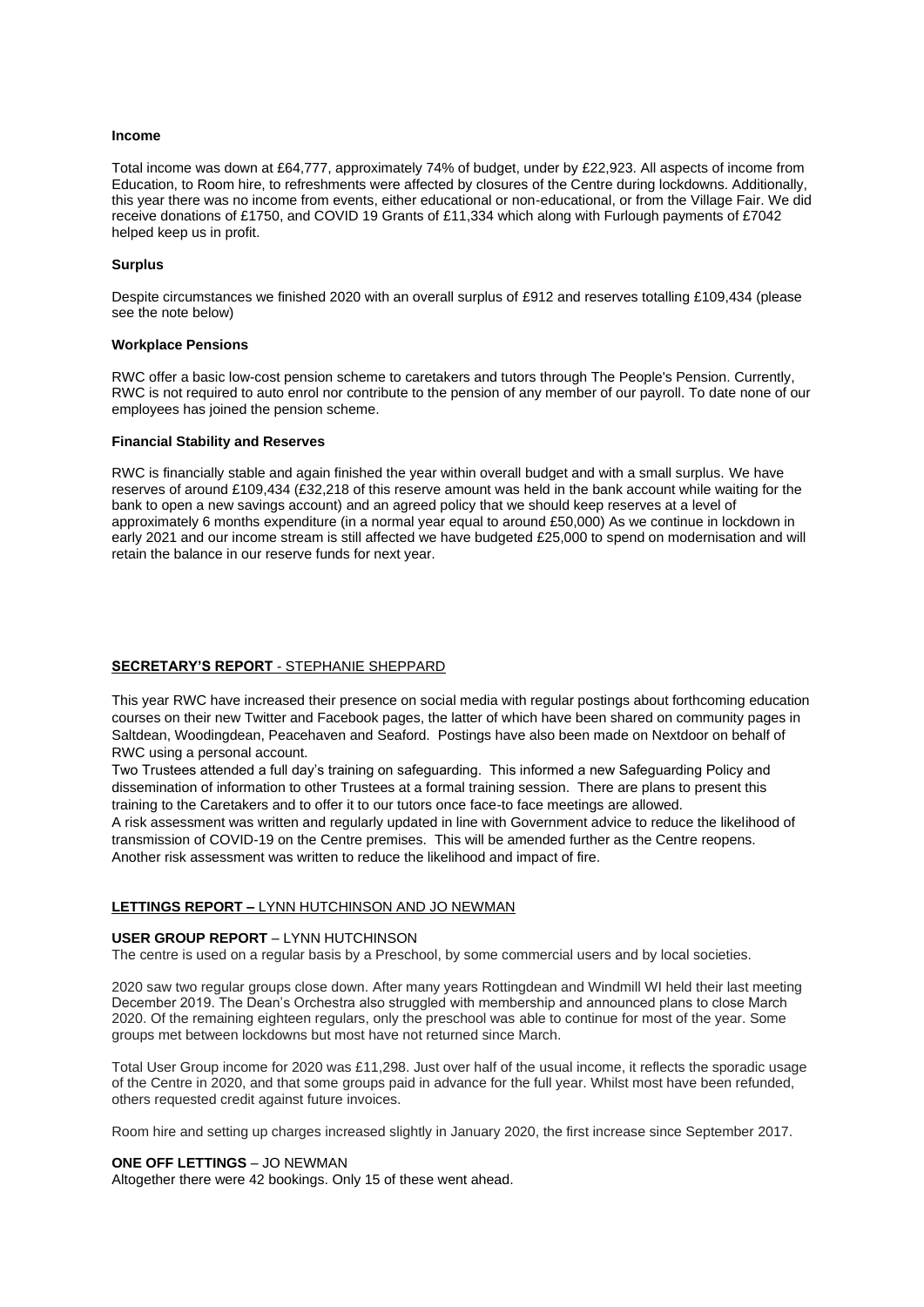**Income**

Total income was down at £64,777, approximately 74% of budget, under by £22,923. All aspects of income from Education, to Room hire, to refreshments were affected by closures of the Centre during lockdowns. Additionally, this year there was no income from events, either educational or non-educational, or from the Village Fair. We did receive donations of £1750, and COVID 19 Grants of £11,334 which along with Furlough payments of £7042 helped keep us in profit.

**Surplus**

Despite circumstances we finished 2020 with an overall surplus of £912 and reserves totalling £109,434 (please see the note below)

**Workplace Pensions**

RWC offer a basic low-cost pension scheme to caretakers and tutors through The People's Pension. Currently, RWC is not required to auto enrol nor contribute to the pension of any member of our payroll. To date none of our employees has joined the pension scheme.

**Financial Stability and Reserves**

RWC is financially stable and again finished the year within overall budget and with a small surplus. We have reserves of around £109,434 (£32,218 of this reserve amount was held in the bank account while waiting for the bank to open a new savings account) and an agreed policy that we should keep reserves at a level of approximately 6 months expenditure (in a normal year equal to around £50,000) As we continue in lockdown in early 2021 and our income stream is still affected we have budgeted £25,000 to spend on modernisation and will retain the balance in our reserve funds for next year.

## SECRETARY'S REPORT - STEPHANIE SHEPPARD

This year RWC have increased their presence on social media with regular postings about forthcoming education courses on their new Twitter and Facebook pages, the latter of which have been shared on community pages in Saltdean, Woodingdean, Peacehaven and Seaford. Postings have also been made on Nextdoor on behalf of RWC using a personal account.

Two Trustees attended a full day's training on safeguarding. This informed a new Safeguarding Policy and dissemination of information to other Trustees at a formal training session. There are plans to present this training to the Caretakers and to offer it to our tutors once face-to face meetings are allowed.

A risk assessment was written and regularly updated in line with Government advice to reduce the likelihood of transmission of COVID-19 on the Centre premises. This will be amended further as the Centre reopens.

Another risk assessment was written to reduce the likelihood and impact of fire.

## LETTINGS REPORT – LYNN HUTCHINSON AND JO NEWMAN

**USER GROUP REPORT** – LYNN HUTCHINSON

The centre is used on a regular basis by a Preschool, by some commercial users and by local societies.

2020 saw two regular groups close down. After many years Rottingdean and Windmill WI held their last meeting December 2019. The Dean's Orchestra also struggled with membership and announced plans to close March 2020. Of the remaining eighteen regulars, only the preschool was able to continue for most of the year. Some groups met between lockdowns but most have not returned since March.

Total User Group income for 2020 was £11,298. Just over half of the usual income, it reflects the sporadic usage of the Centre in 2020, and that some groups paid in advance for the full year. Whilst most have been refunded, others requested credit against future invoices.

Room hire and setting up charges increased slightly in January 2020, the first increase since September 2017.

**ONE OFF LETTINGS** – JO NEWMAN

Altogether there were 42 bookings. Only 15 of these went ahead.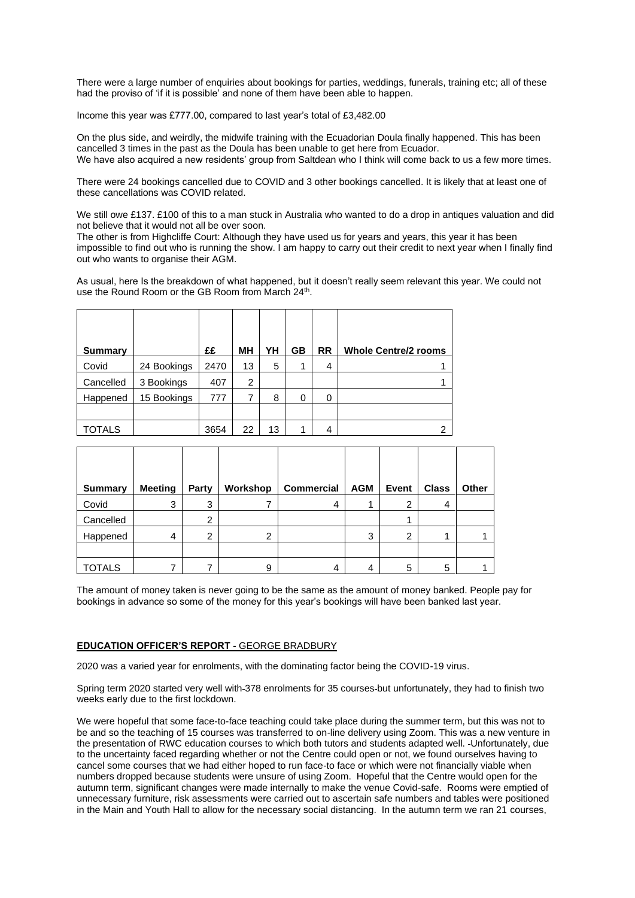There were a large number of enquiries about bookings for parties, weddings, funerals, training etc; all of these had the proviso of 'if it is possible' and none of them have been able to happen.

Income this year was £777.00, compared to last year's total of £3,482.00

On the plus side, and weirdly, the midwife training with the Ecuadorian Doula finally happened. This has been cancelled 3 times in the past as the Doula has been unable to get here from Ecuador.
We have also acquired a new residents' group from Saltdean who I think will come back to us a few more times.

There were 24 bookings cancelled due to COVID and 3 other bookings cancelled. It is likely that at least one of these cancellations was COVID related.

We still owe £137. £100 of this to a man stuck in Australia who wanted to do a drop in antiques valuation and did not believe that it would not all be over soon.
The other is from Highcliffe Court: Although they have used us for years and years, this year it has been impossible to find out who is running the show. I am happy to carry out their credit to next year when I finally find out who wants to organise their AGM.

As usual, here Is the breakdown of what happened, but it doesn't really seem relevant this year. We could not use the Round Room or the GB Room from March 24th.

| Summary | | ££ | MH | YH | GB | RR | Whole Centre/2 rooms |
|---|---|---|---|---|---|---|---|
| Covid | 24 Bookings | 2470 | 13 | 5 | 1 | 4 | 1 |
| Cancelled | 3 Bookings | 407 | 2 | | | | 1 |
| Happened | 15 Bookings | 777 | 7 | 8 | 0 | 0 | |
| | | | | | | | |
| TOTALS | | 3654 | 22 | 13 | 1 | 4 | 2 |

| Summary | Meeting | Party | Workshop | Commercial | AGM | Event | Class | Other |
|---|---|---|---|---|---|---|---|---|
| Covid | 3 | 3 | 7 | 4 | 1 | 2 | 4 | |
| Cancelled | | 2 | | | | 1 | | |
| Happened | 4 | 2 | 2 | | 3 | 2 | 1 | 1 |
| | | | | | | | | |
| TOTALS | 7 | 7 | 9 | 4 | 4 | 5 | 5 | 1 |

The amount of money taken is never going to be the same as the amount of money banked. People pay for bookings in advance so some of the money for this year's bookings will have been banked last year.

**EDUCATION OFFICER'S REPORT -** GEORGE BRADBURY

2020 was a varied year for enrolments, with the dominating factor being the COVID-19 virus.

Spring term 2020 started very well with 378 enrolments for 35 courses but unfortunately, they had to finish two weeks early due to the first lockdown.

We were hopeful that some face-to-face teaching could take place during the summer term, but this was not to be and so the teaching of 15 courses was transferred to on-line delivery using Zoom. This was a new venture in the presentation of RWC education courses to which both tutors and students adapted well. Unfortunately, due to the uncertainty faced regarding whether or not the Centre could open or not, we found ourselves having to cancel some courses that we had either hoped to run face-to face or which were not financially viable when numbers dropped because students were unsure of using Zoom. Hopeful that the Centre would open for the autumn term, significant changes were made internally to make the venue Covid-safe. Rooms were emptied of unnecessary furniture, risk assessments were carried out to ascertain safe numbers and tables were positioned in the Main and Youth Hall to allow for the necessary social distancing. In the autumn term we ran 21 courses,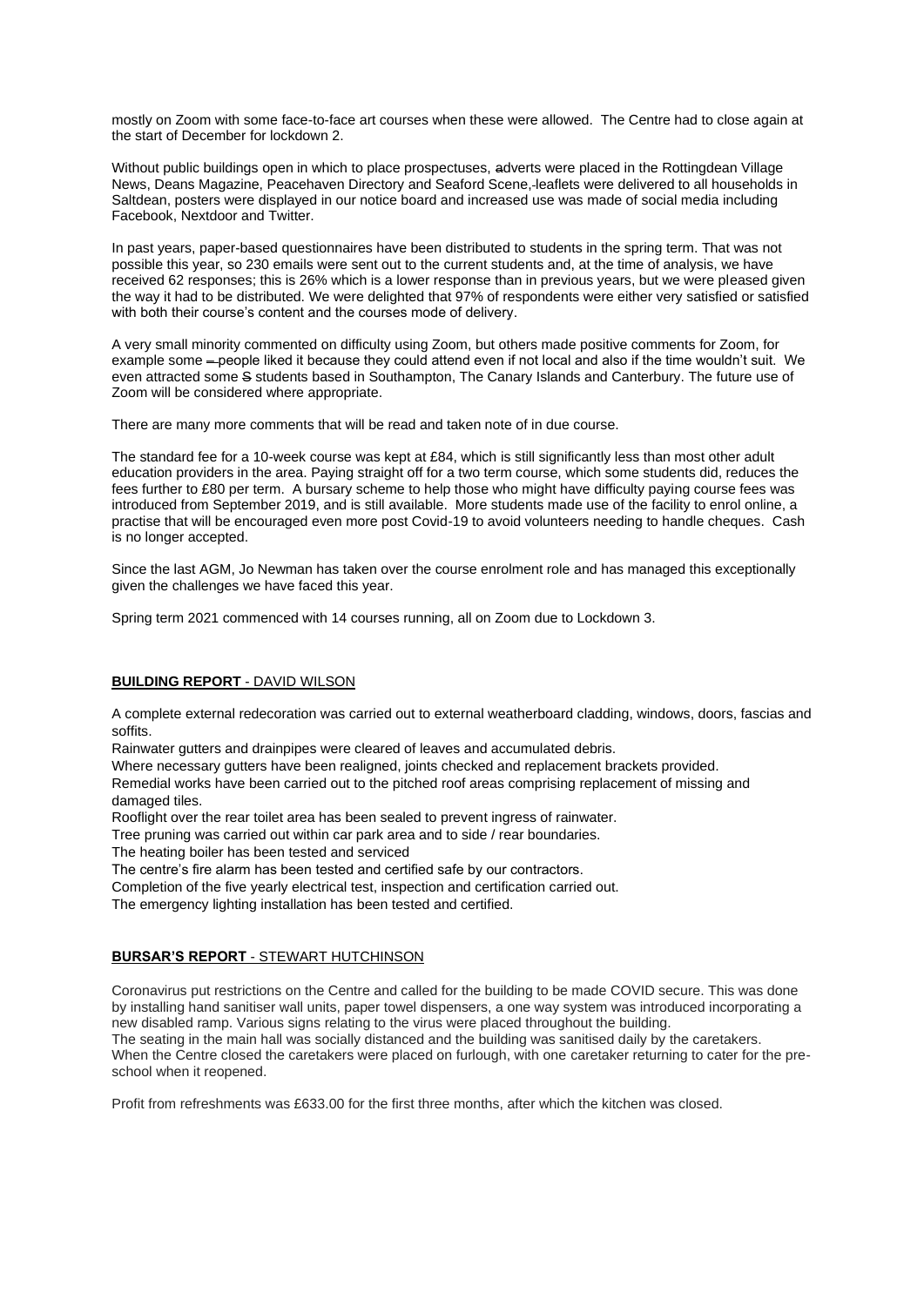mostly on Zoom with some face-to-face art courses when these were allowed. The Centre had to close again at the start of December for lockdown 2.

Without public buildings open in which to place prospectuses, adverts were placed in the Rottingdean Village News, Deans Magazine, Peacehaven Directory and Seaford Scene, leaflets were delivered to all households in Saltdean, posters were displayed in our notice board and increased use was made of social media including Facebook, Nextdoor and Twitter.

In past years, paper-based questionnaires have been distributed to students in the spring term. That was not possible this year, so 230 emails were sent out to the current students and, at the time of analysis, we have received 62 responses; this is 26% which is a lower response than in previous years, but we were pleased given the way it had to be distributed. We were delighted that 97% of respondents were either very satisfied or satisfied with both their course's content and the courses mode of delivery.

A very small minority commented on difficulty using Zoom, but others made positive comments for Zoom, for example some people liked it because they could attend even if not local and also if the time wouldn't suit. We even attracted some students based in Southampton, The Canary Islands and Canterbury. The future use of Zoom will be considered where appropriate.

There are many more comments that will be read and taken note of in due course.

The standard fee for a 10-week course was kept at £84, which is still significantly less than most other adult education providers in the area. Paying straight off for a two term course, which some students did, reduces the fees further to £80 per term. A bursary scheme to help those who might have difficulty paying course fees was introduced from September 2019, and is still available. More students made use of the facility to enrol online, a practise that will be encouraged even more post Covid-19 to avoid volunteers needing to handle cheques. Cash is no longer accepted.

Since the last AGM, Jo Newman has taken over the course enrolment role and has managed this exceptionally given the challenges we have faced this year.

Spring term 2021 commenced with 14 courses running, all on Zoom due to Lockdown 3.

## **BUILDING REPORT** - DAVID WILSON

A complete external redecoration was carried out to external weatherboard cladding, windows, doors, fascias and soffits.

Rainwater gutters and drainpipes were cleared of leaves and accumulated debris.

Where necessary gutters have been realigned, joints checked and replacement brackets provided.

Remedial works have been carried out to the pitched roof areas comprising replacement of missing and damaged tiles.

Rooflight over the rear toilet area has been sealed to prevent ingress of rainwater.

Tree pruning was carried out within car park area and to side / rear boundaries.

The heating boiler has been tested and serviced

The centre's fire alarm has been tested and certified safe by our contractors.

Completion of the five yearly electrical test, inspection and certification carried out.

The emergency lighting installation has been tested and certified.

## **BURSAR'S REPORT** - STEWART HUTCHINSON

Coronavirus put restrictions on the Centre and called for the building to be made COVID secure. This was done by installing hand sanitiser wall units, paper towel dispensers, a one way system was introduced incorporating a new disabled ramp. Various signs relating to the virus were placed throughout the building.

The seating in the main hall was socially distanced and the building was sanitised daily by the caretakers.

When the Centre closed the caretakers were placed on furlough, with one caretaker returning to cater for the pre-school when it reopened.

Profit from refreshments was £633.00 for the first three months, after which the kitchen was closed.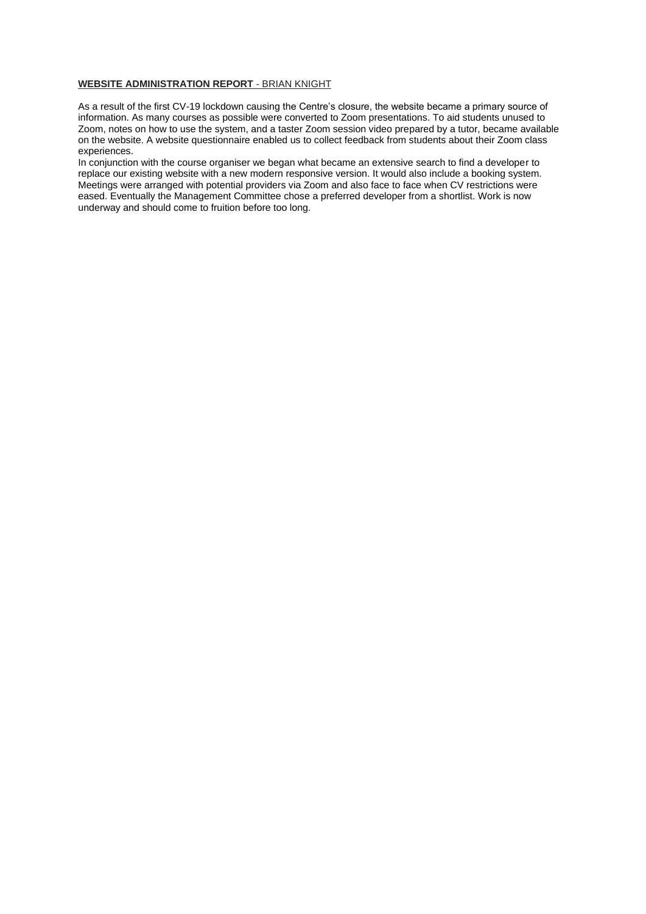**WEBSITE ADMINISTRATION REPORT** - BRIAN KNIGHT

As a result of the first CV-19 lockdown causing the Centre's closure, the website became a primary source of information. As many courses as possible were converted to Zoom presentations. To aid students unused to Zoom, notes on how to use the system, and a taster Zoom session video prepared by a tutor, became available on the website. A website questionnaire enabled us to collect feedback from students about their Zoom class experiences.

In conjunction with the course organiser we began what became an extensive search to find a developer to replace our existing website with a new modern responsive version. It would also include a booking system. Meetings were arranged with potential providers via Zoom and also face to face when CV restrictions were eased. Eventually the Management Committee chose a preferred developer from a shortlist. Work is now underway and should come to fruition before too long.